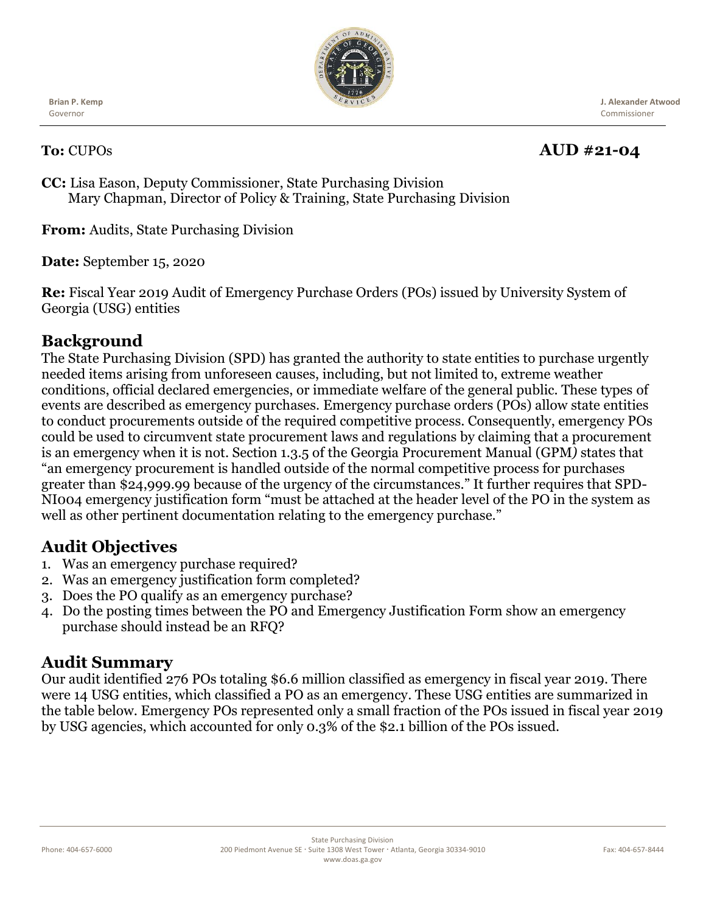**Brian P. Kemp**
Governor

**J. Alexander Atwood**
Commissioner

**To:** CUPOs **AUD #21-04**

**CC:** Lisa Eason, Deputy Commissioner, State Purchasing Division
Mary Chapman, Director of Policy & Training, State Purchasing Division

**From:** Audits, State Purchasing Division

**Date:** September 15, 2020

**Re:** Fiscal Year 2019 Audit of Emergency Purchase Orders (POs) issued by University System of Georgia (USG) entities

## Background

The State Purchasing Division (SPD) has granted the authority to state entities to purchase urgently needed items arising from unforeseen causes, including, but not limited to, extreme weather conditions, official declared emergencies, or immediate welfare of the general public. These types of events are described as emergency purchases. Emergency purchase orders (POs) allow state entities to conduct procurements outside of the required competitive process. Consequently, emergency POs could be used to circumvent state procurement laws and regulations by claiming that a procurement is an emergency when it is not. Section 1.3.5 of the Georgia Procurement Manual (GPM*)* states that "an emergency procurement is handled outside of the normal competitive process for purchases greater than $24,999.99 because of the urgency of the circumstances." It further requires that SPD-NI004 emergency justification form "must be attached at the header level of the PO in the system as well as other pertinent documentation relating to the emergency purchase."

## Audit Objectives

1. Was an emergency purchase required?
2. Was an emergency justification form completed?
3. Does the PO qualify as an emergency purchase?
4. Do the posting times between the PO and Emergency Justification Form show an emergency purchase should instead be an RFQ?

## Audit Summary

Our audit identified 276 POs totaling $6.6 million classified as emergency in fiscal year 2019. There were 14 USG entities, which classified a PO as an emergency. These USG entities are summarized in the table below. Emergency POs represented only a small fraction of the POs issued in fiscal year 2019 by USG agencies, which accounted for only 0.3% of the $2.1 billion of the POs issued.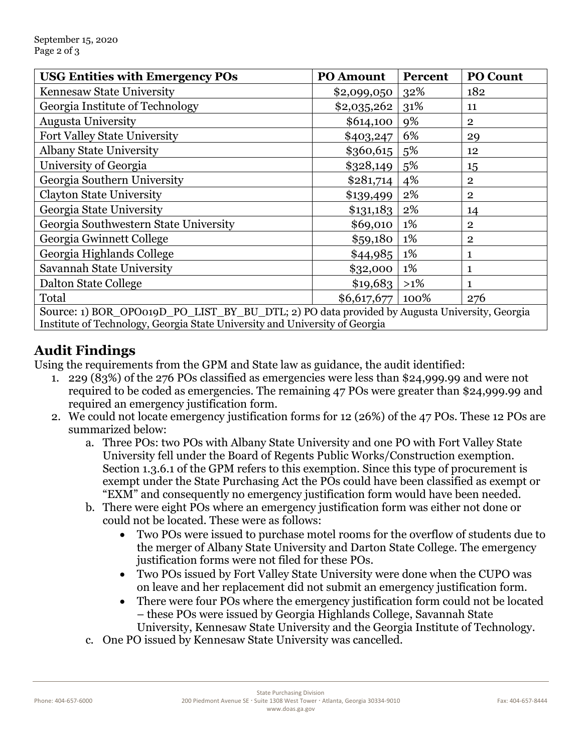| USG Entities with Emergency POs | PO Amount | Percent | PO Count |
|---|---|---|---|
| Kennesaw State University | $2,099,050 | 32% | 182 |
| Georgia Institute of Technology | $2,035,262 | 31% | 11 |
| Augusta University | $614,100 | 9% | 2 |
| Fort Valley State University | $403,247 | 6% | 29 |
| Albany State University | $360,615 | 5% | 12 |
| University of Georgia | $328,149 | 5% | 15 |
| Georgia Southern University | $281,714 | 4% | 2 |
| Clayton State University | $139,499 | 2% | 2 |
| Georgia State University | $131,183 | 2% | 14 |
| Georgia Southwestern State University | $69,010 | 1% | 2 |
| Georgia Gwinnett College | $59,180 | 1% | 2 |
| Georgia Highlands College | $44,985 | 1% | 1 |
| Savannah State University | $32,000 | 1% | 1 |
| Dalton State College | $19,683 | >1% | 1 |
| Total | $6,617,677 | 100% | 276 |
| Source: 1) BOR_OPO019D_PO_LIST_BY_BU_DTL; 2) PO data provided by Augusta University, Georgia Institute of Technology, Georgia State University and University of Georgia | | | |

## Audit Findings

Using the requirements from the GPM and State law as guidance, the audit identified:

1. 229 (83%) of the 276 POs classified as emergencies were less than $24,999.99 and were not required to be coded as emergencies. The remaining 47 POs were greater than $24,999.99 and required an emergency justification form.
2. We could not locate emergency justification forms for 12 (26%) of the 47 POs. These 12 POs are summarized below:
   a. Three POs: two POs with Albany State University and one PO with Fort Valley State University fell under the Board of Regents Public Works/Construction exemption. Section 1.3.6.1 of the GPM refers to this exemption. Since this type of procurement is exempt under the State Purchasing Act the POs could have been classified as exempt or "EXM" and consequently no emergency justification form would have been needed.
   b. There were eight POs where an emergency justification form was either not done or could not be located. These were as follows:
      - Two POs were issued to purchase motel rooms for the overflow of students due to the merger of Albany State University and Darton State College. The emergency justification forms were not filed for these POs.
      - Two POs issued by Fort Valley State University were done when the CUPO was on leave and her replacement did not submit an emergency justification form.
      - There were four POs where the emergency justification form could not be located – these POs were issued by Georgia Highlands College, Savannah State University, Kennesaw State University and the Georgia Institute of Technology.

   c. One PO issued by Kennesaw State University was cancelled.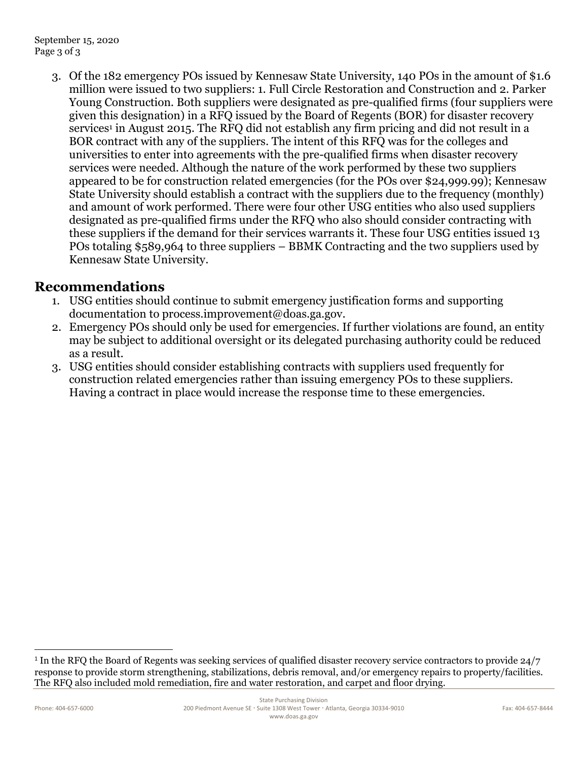3. Of the 182 emergency POs issued by Kennesaw State University, 140 POs in the amount of $1.6 million were issued to two suppliers: 1. Full Circle Restoration and Construction and 2. Parker Young Construction. Both suppliers were designated as pre-qualified firms (four suppliers were given this designation) in a RFQ issued by the Board of Regents (BOR) for disaster recovery services[1] in August 2015. The RFQ did not establish any firm pricing and did not result in a BOR contract with any of the suppliers. The intent of this RFQ was for the colleges and universities to enter into agreements with the pre-qualified firms when disaster recovery services were needed. Although the nature of the work performed by these two suppliers appeared to be for construction related emergencies (for the POs over $24,999.99); Kennesaw State University should establish a contract with the suppliers due to the frequency (monthly) and amount of work performed. There were four other USG entities who also used suppliers designated as pre-qualified firms under the RFQ who also should consider contracting with these suppliers if the demand for their services warrants it. These four USG entities issued 13 POs totaling $589,964 to three suppliers – BBMK Contracting and the two suppliers used by Kennesaw State University.

## Recommendations

1. USG entities should continue to submit emergency justification forms and supporting documentation to process.improvement@doas.ga.gov.
2. Emergency POs should only be used for emergencies. If further violations are found, an entity may be subject to additional oversight or its delegated purchasing authority could be reduced as a result.
3. USG entities should consider establishing contracts with suppliers used frequently for construction related emergencies rather than issuing emergency POs to these suppliers. Having a contract in place would increase the response time to these emergencies.

[1] In the RFQ the Board of Regents was seeking services of qualified disaster recovery service contractors to provide 24/7 response to provide storm strengthening, stabilizations, debris removal, and/or emergency repairs to property/facilities. The RFQ also included mold remediation, fire and water restoration, and carpet and floor drying.